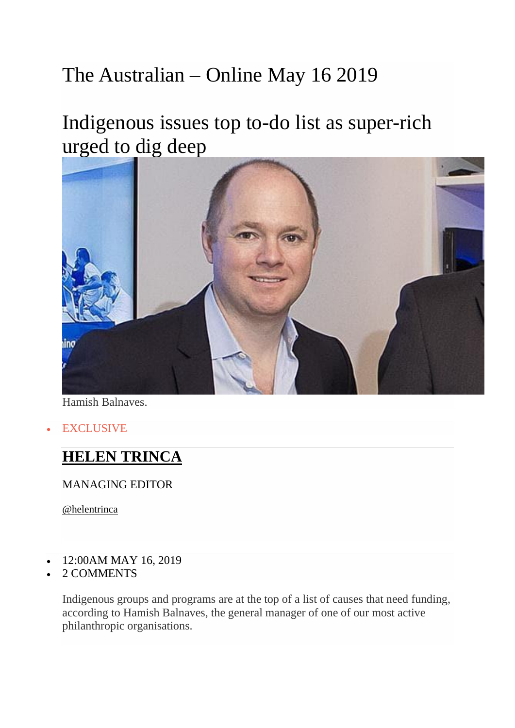# The Australian – Online May 16 2019

## Indigenous issues top to-do list as super-rich urged to dig deep

Hamish Balnaves.

- EXCLUSIVE

**HELEN TRINCA**

MANAGING EDITOR

@helentrinca

- 12:00AM MAY 16, 2019
- 2 COMMENTS

Indigenous groups and programs are at the top of a list of causes that need funding, according to Hamish Balnaves, the general manager of one of our most active philanthropic organisations.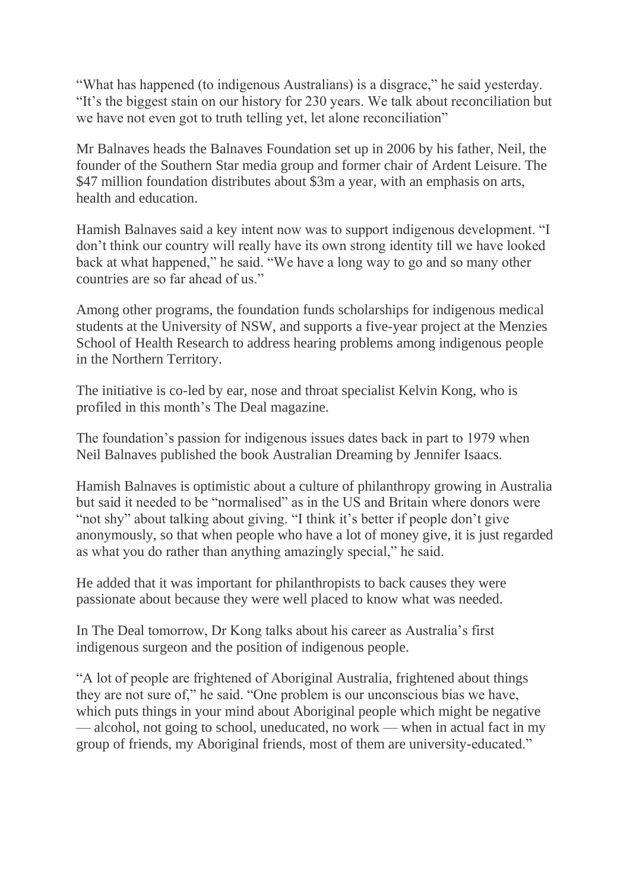"What has happened (to indigenous Australians) is a disgrace," he said yesterday. "It's the biggest stain on our history for 230 years. We talk about reconciliation but we have not even got to truth telling yet, let alone reconciliation"

Mr Balnaves heads the Balnaves Foundation set up in 2006 by his father, Neil, the founder of the Southern Star media group and former chair of Ardent Leisure. The $47 million foundation distributes about $3m a year, with an emphasis on arts, health and education.

Hamish Balnaves said a key intent now was to support indigenous development. "I don't think our country will really have its own strong identity till we have looked back at what happened," he said. "We have a long way to go and so many other countries are so far ahead of us."

Among other programs, the foundation funds scholarships for indigenous medical students at the University of NSW, and supports a five-year project at the Menzies School of Health Research to address hearing problems among indigenous people in the Northern Territory.

The initiative is co-led by ear, nose and throat specialist Kelvin Kong, who is profiled in this month's The Deal magazine.

The foundation's passion for indigenous issues dates back in part to 1979 when Neil Balnaves published the book Australian Dreaming by Jennifer Isaacs.

Hamish Balnaves is optimistic about a culture of philanthropy growing in Australia but said it needed to be "normalised" as in the US and Britain where donors were "not shy" about talking about giving. "I think it's better if people don't give anonymously, so that when people who have a lot of money give, it is just regarded as what you do rather than anything amazingly special," he said.

He added that it was important for philanthropists to back causes they were passionate about because they were well placed to know what was needed.

In The Deal tomorrow, Dr Kong talks about his career as Australia's first indigenous surgeon and the position of indigenous people.

"A lot of people are frightened of Aboriginal Australia, frightened about things they are not sure of," he said. "One problem is our unconscious bias we have, which puts things in your mind about Aboriginal people which might be negative — alcohol, not going to school, uneducated, no work — when in actual fact in my group of friends, my Aboriginal friends, most of them are university-educated."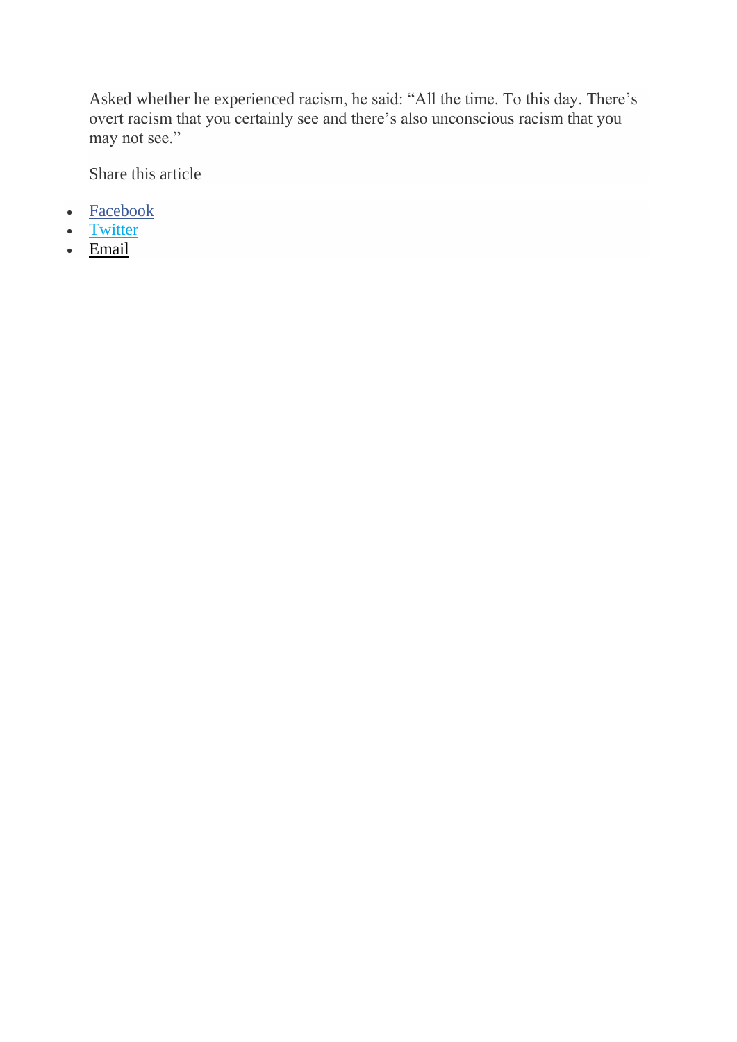Asked whether he experienced racism, he said: “All the time. To this day. There’s overt racism that you certainly see and there’s also unconscious racism that you may not see.”

Share this article

- Facebook
- Twitter
- Email